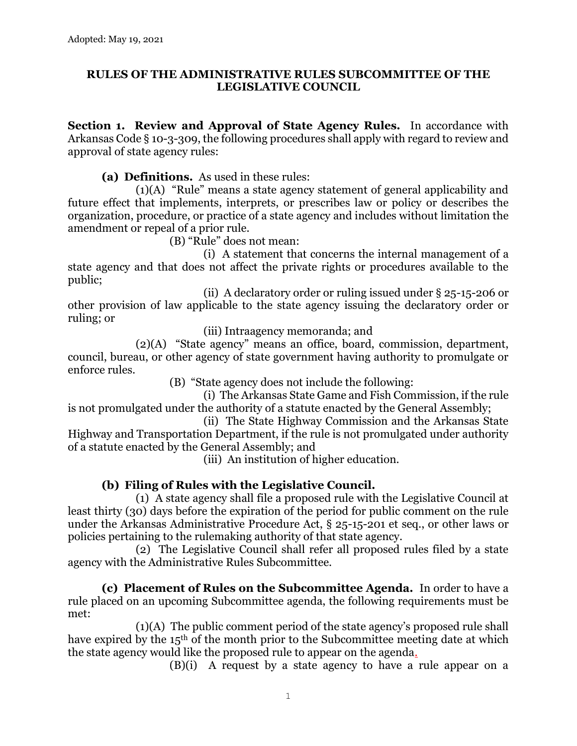Adopted: May 19, 2021

# RULES OF THE ADMINISTRATIVE RULES SUBCOMMITTEE OF THE LEGISLATIVE COUNCIL

**Section 1. Review and Approval of State Agency Rules.** In accordance with Arkansas Code § 10-3-309, the following procedures shall apply with regard to review and approval of state agency rules:

**(a) Definitions.** As used in these rules:

(1)(A) "Rule" means a state agency statement of general applicability and future effect that implements, interprets, or prescribes law or policy or describes the organization, procedure, or practice of a state agency and includes without limitation the amendment or repeal of a prior rule.

(B) "Rule" does not mean:

(i) A statement that concerns the internal management of a state agency and that does not affect the private rights or procedures available to the public;

(ii) A declaratory order or ruling issued under § 25-15-206 or other provision of law applicable to the state agency issuing the declaratory order or ruling; or

(iii) Intraagency memoranda; and

(2)(A) "State agency" means an office, board, commission, department, council, bureau, or other agency of state government having authority to promulgate or enforce rules.

(B) "State agency does not include the following:

(i) The Arkansas State Game and Fish Commission, if the rule is not promulgated under the authority of a statute enacted by the General Assembly;

(ii) The State Highway Commission and the Arkansas State Highway and Transportation Department, if the rule is not promulgated under authority of a statute enacted by the General Assembly; and

(iii) An institution of higher education.

**(b) Filing of Rules with the Legislative Council.**

(1) A state agency shall file a proposed rule with the Legislative Council at least thirty (30) days before the expiration of the period for public comment on the rule under the Arkansas Administrative Procedure Act, § 25-15-201 et seq., or other laws or policies pertaining to the rulemaking authority of that state agency.

(2) The Legislative Council shall refer all proposed rules filed by a state agency with the Administrative Rules Subcommittee.

**(c) Placement of Rules on the Subcommittee Agenda.** In order to have a rule placed on an upcoming Subcommittee agenda, the following requirements must be met:

(1)(A) The public comment period of the state agency's proposed rule shall have expired by the 15th of the month prior to the Subcommittee meeting date at which the state agency would like the proposed rule to appear on the agenda.

(B)(i) A request by a state agency to have a rule appear on a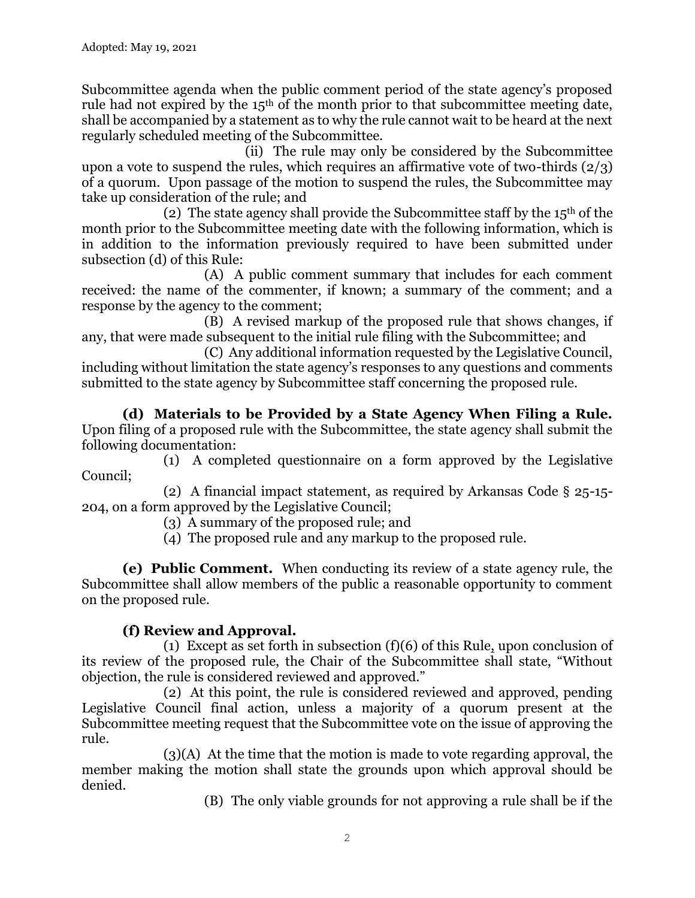Subcommittee agenda when the public comment period of the state agency's proposed rule had not expired by the 15th of the month prior to that subcommittee meeting date, shall be accompanied by a statement as to why the rule cannot wait to be heard at the next regularly scheduled meeting of the Subcommittee.

(ii) The rule may only be considered by the Subcommittee upon a vote to suspend the rules, which requires an affirmative vote of two-thirds (2/3) of a quorum. Upon passage of the motion to suspend the rules, the Subcommittee may take up consideration of the rule; and

(2) The state agency shall provide the Subcommittee staff by the 15th of the month prior to the Subcommittee meeting date with the following information, which is in addition to the information previously required to have been submitted under subsection (d) of this Rule:

(A) A public comment summary that includes for each comment received: the name of the commenter, if known; a summary of the comment; and a response by the agency to the comment;

(B) A revised markup of the proposed rule that shows changes, if any, that were made subsequent to the initial rule filing with the Subcommittee; and

(C) Any additional information requested by the Legislative Council, including without limitation the state agency's responses to any questions and comments submitted to the state agency by Subcommittee staff concerning the proposed rule.

**(d) Materials to be Provided by a State Agency When Filing a Rule.** Upon filing of a proposed rule with the Subcommittee, the state agency shall submit the following documentation:

(1) A completed questionnaire on a form approved by the Legislative Council;

(2) A financial impact statement, as required by Arkansas Code § 25-15-204, on a form approved by the Legislative Council;

(3) A summary of the proposed rule; and

(4) The proposed rule and any markup to the proposed rule.

**(e) Public Comment.** When conducting its review of a state agency rule, the Subcommittee shall allow members of the public a reasonable opportunity to comment on the proposed rule.

**(f) Review and Approval.**

(1) Except as set forth in subsection (f)(6) of this Rule, upon conclusion of its review of the proposed rule, the Chair of the Subcommittee shall state, "Without objection, the rule is considered reviewed and approved."

(2) At this point, the rule is considered reviewed and approved, pending Legislative Council final action, unless a majority of a quorum present at the Subcommittee meeting request that the Subcommittee vote on the issue of approving the rule.

(3)(A) At the time that the motion is made to vote regarding approval, the member making the motion shall state the grounds upon which approval should be denied.

(B) The only viable grounds for not approving a rule shall be if the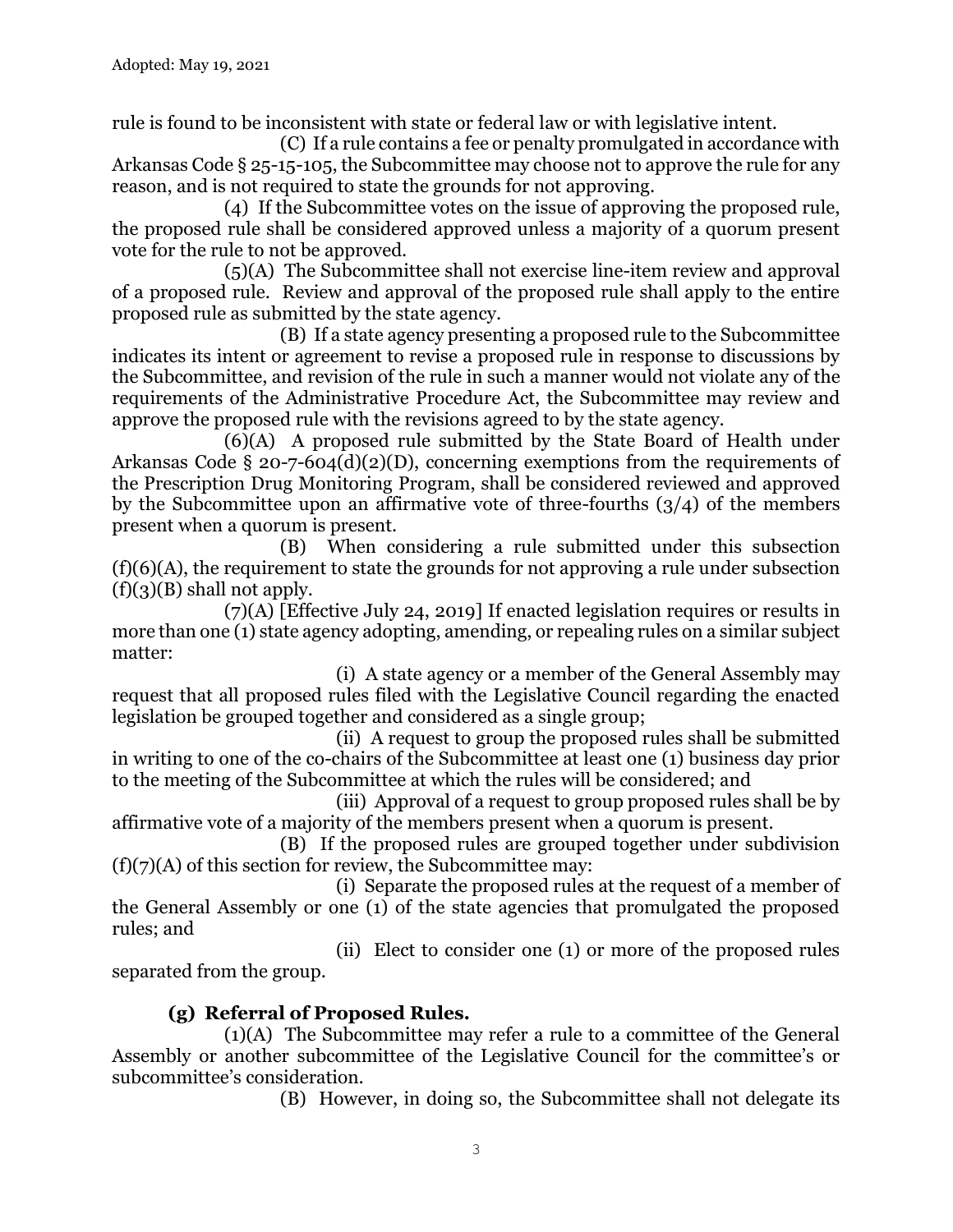rule is found to be inconsistent with state or federal law or with legislative intent.

(C) If a rule contains a fee or penalty promulgated in accordance with Arkansas Code § 25-15-105, the Subcommittee may choose not to approve the rule for any reason, and is not required to state the grounds for not approving.

(4) If the Subcommittee votes on the issue of approving the proposed rule, the proposed rule shall be considered approved unless a majority of a quorum present vote for the rule to not be approved.

(5)(A) The Subcommittee shall not exercise line-item review and approval of a proposed rule. Review and approval of the proposed rule shall apply to the entire proposed rule as submitted by the state agency.

(B) If a state agency presenting a proposed rule to the Subcommittee indicates its intent or agreement to revise a proposed rule in response to discussions by the Subcommittee, and revision of the rule in such a manner would not violate any of the requirements of the Administrative Procedure Act, the Subcommittee may review and approve the proposed rule with the revisions agreed to by the state agency.

(6)(A) A proposed rule submitted by the State Board of Health under Arkansas Code § 20-7-604(d)(2)(D), concerning exemptions from the requirements of the Prescription Drug Monitoring Program, shall be considered reviewed and approved by the Subcommittee upon an affirmative vote of three-fourths (3/4) of the members present when a quorum is present.

(B) When considering a rule submitted under this subsection (f)(6)(A), the requirement to state the grounds for not approving a rule under subsection (f)(3)(B) shall not apply.

(7)(A) [Effective July 24, 2019] If enacted legislation requires or results in more than one (1) state agency adopting, amending, or repealing rules on a similar subject matter:

(i) A state agency or a member of the General Assembly may request that all proposed rules filed with the Legislative Council regarding the enacted legislation be grouped together and considered as a single group;

(ii) A request to group the proposed rules shall be submitted in writing to one of the co-chairs of the Subcommittee at least one (1) business day prior to the meeting of the Subcommittee at which the rules will be considered; and

(iii) Approval of a request to group proposed rules shall be by affirmative vote of a majority of the members present when a quorum is present.

(B) If the proposed rules are grouped together under subdivision (f)(7)(A) of this section for review, the Subcommittee may:

(i) Separate the proposed rules at the request of a member of the General Assembly or one (1) of the state agencies that promulgated the proposed rules; and

(ii) Elect to consider one (1) or more of the proposed rules separated from the group.

**(g) Referral of Proposed Rules.**

(1)(A) The Subcommittee may refer a rule to a committee of the General Assembly or another subcommittee of the Legislative Council for the committee's or subcommittee's consideration.

(B) However, in doing so, the Subcommittee shall not delegate its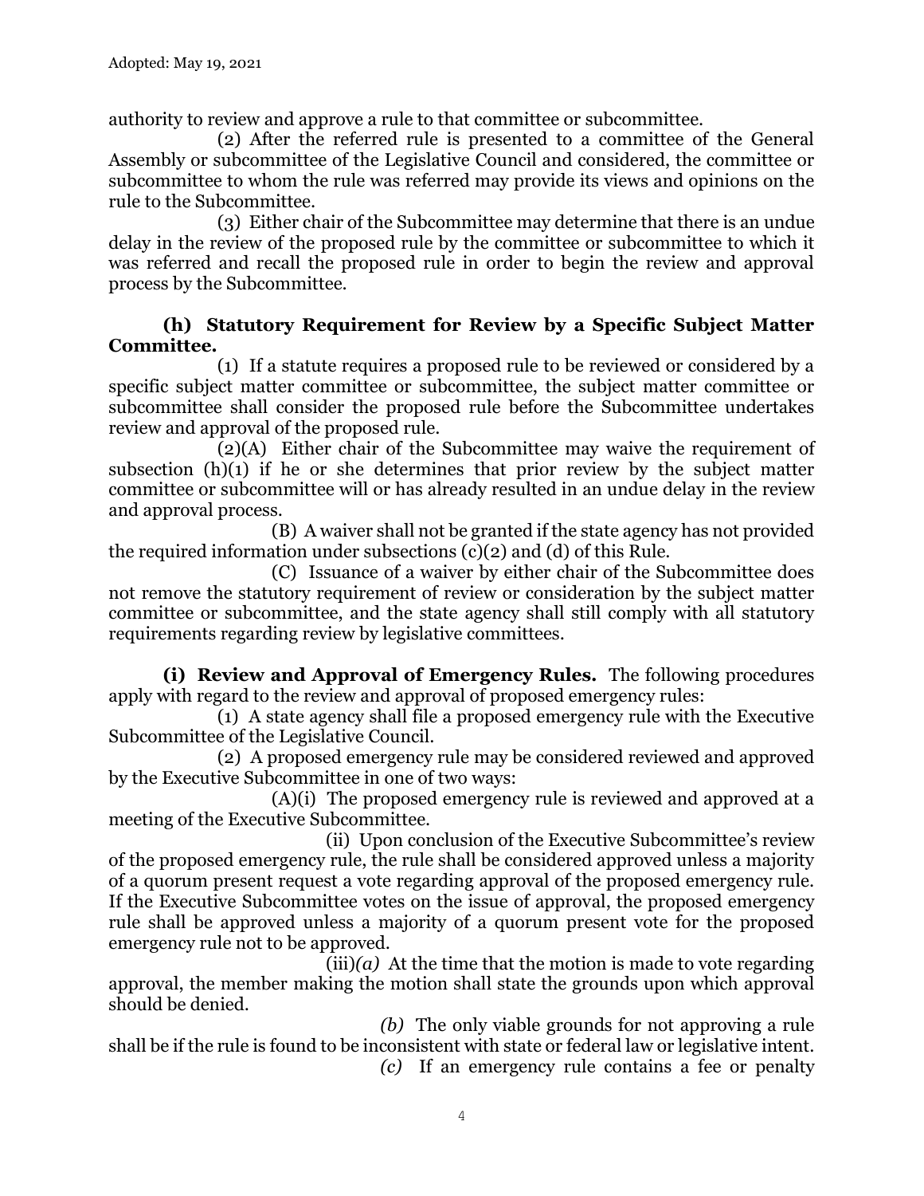authority to review and approve a rule to that committee or subcommittee.

(2) After the referred rule is presented to a committee of the General Assembly or subcommittee of the Legislative Council and considered, the committee or subcommittee to whom the rule was referred may provide its views and opinions on the rule to the Subcommittee.

(3) Either chair of the Subcommittee may determine that there is an undue delay in the review of the proposed rule by the committee or subcommittee to which it was referred and recall the proposed rule in order to begin the review and approval process by the Subcommittee.

**(h) Statutory Requirement for Review by a Specific Subject Matter Committee.**

(1) If a statute requires a proposed rule to be reviewed or considered by a specific subject matter committee or subcommittee, the subject matter committee or subcommittee shall consider the proposed rule before the Subcommittee undertakes review and approval of the proposed rule.

(2)(A) Either chair of the Subcommittee may waive the requirement of subsection (h)(1) if he or she determines that prior review by the subject matter committee or subcommittee will or has already resulted in an undue delay in the review and approval process.

(B) A waiver shall not be granted if the state agency has not provided the required information under subsections (c)(2) and (d) of this Rule.

(C) Issuance of a waiver by either chair of the Subcommittee does not remove the statutory requirement of review or consideration by the subject matter committee or subcommittee, and the state agency shall still comply with all statutory requirements regarding review by legislative committees.

**(i) Review and Approval of Emergency Rules.** The following procedures apply with regard to the review and approval of proposed emergency rules:

(1) A state agency shall file a proposed emergency rule with the Executive Subcommittee of the Legislative Council.

(2) A proposed emergency rule may be considered reviewed and approved by the Executive Subcommittee in one of two ways:

(A)(i) The proposed emergency rule is reviewed and approved at a meeting of the Executive Subcommittee.

(ii) Upon conclusion of the Executive Subcommittee's review of the proposed emergency rule, the rule shall be considered approved unless a majority of a quorum present request a vote regarding approval of the proposed emergency rule. If the Executive Subcommittee votes on the issue of approval, the proposed emergency rule shall be approved unless a majority of a quorum present vote for the proposed emergency rule not to be approved.

(iii)*(a)* At the time that the motion is made to vote regarding approval, the member making the motion shall state the grounds upon which approval should be denied.

*(b)* The only viable grounds for not approving a rule shall be if the rule is found to be inconsistent with state or federal law or legislative intent.

*(c)* If an emergency rule contains a fee or penalty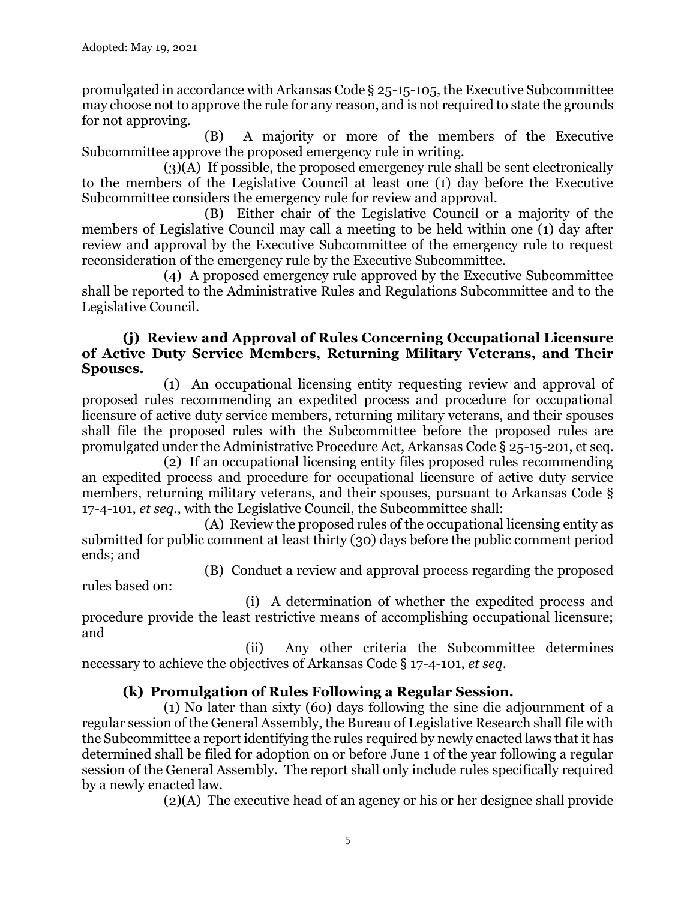promulgated in accordance with Arkansas Code § 25-15-105, the Executive Subcommittee may choose not to approve the rule for any reason, and is not required to state the grounds for not approving.

(B) A majority or more of the members of the Executive Subcommittee approve the proposed emergency rule in writing.

(3)(A) If possible, the proposed emergency rule shall be sent electronically to the members of the Legislative Council at least one (1) day before the Executive Subcommittee considers the emergency rule for review and approval.

(B) Either chair of the Legislative Council or a majority of the members of Legislative Council may call a meeting to be held within one (1) day after review and approval by the Executive Subcommittee of the emergency rule to request reconsideration of the emergency rule by the Executive Subcommittee.

(4) A proposed emergency rule approved by the Executive Subcommittee shall be reported to the Administrative Rules and Regulations Subcommittee and to the Legislative Council.

**(j) Review and Approval of Rules Concerning Occupational Licensure of Active Duty Service Members, Returning Military Veterans, and Their Spouses.**

(1) An occupational licensing entity requesting review and approval of proposed rules recommending an expedited process and procedure for occupational licensure of active duty service members, returning military veterans, and their spouses shall file the proposed rules with the Subcommittee before the proposed rules are promulgated under the Administrative Procedure Act, Arkansas Code § 25-15-201, et seq.

(2) If an occupational licensing entity files proposed rules recommending an expedited process and procedure for occupational licensure of active duty service members, returning military veterans, and their spouses, pursuant to Arkansas Code § 17-4-101, *et seq*., with the Legislative Council, the Subcommittee shall:

(A) Review the proposed rules of the occupational licensing entity as submitted for public comment at least thirty (30) days before the public comment period ends; and

(B) Conduct a review and approval process regarding the proposed rules based on:

(i) A determination of whether the expedited process and procedure provide the least restrictive means of accomplishing occupational licensure; and

(ii) Any other criteria the Subcommittee determines necessary to achieve the objectives of Arkansas Code § 17-4-101, *et seq*.

**(k) Promulgation of Rules Following a Regular Session.**

(1) No later than sixty (60) days following the sine die adjournment of a regular session of the General Assembly, the Bureau of Legislative Research shall file with the Subcommittee a report identifying the rules required by newly enacted laws that it has determined shall be filed for adoption on or before June 1 of the year following a regular session of the General Assembly. The report shall only include rules specifically required by a newly enacted law.

(2)(A) The executive head of an agency or his or her designee shall provide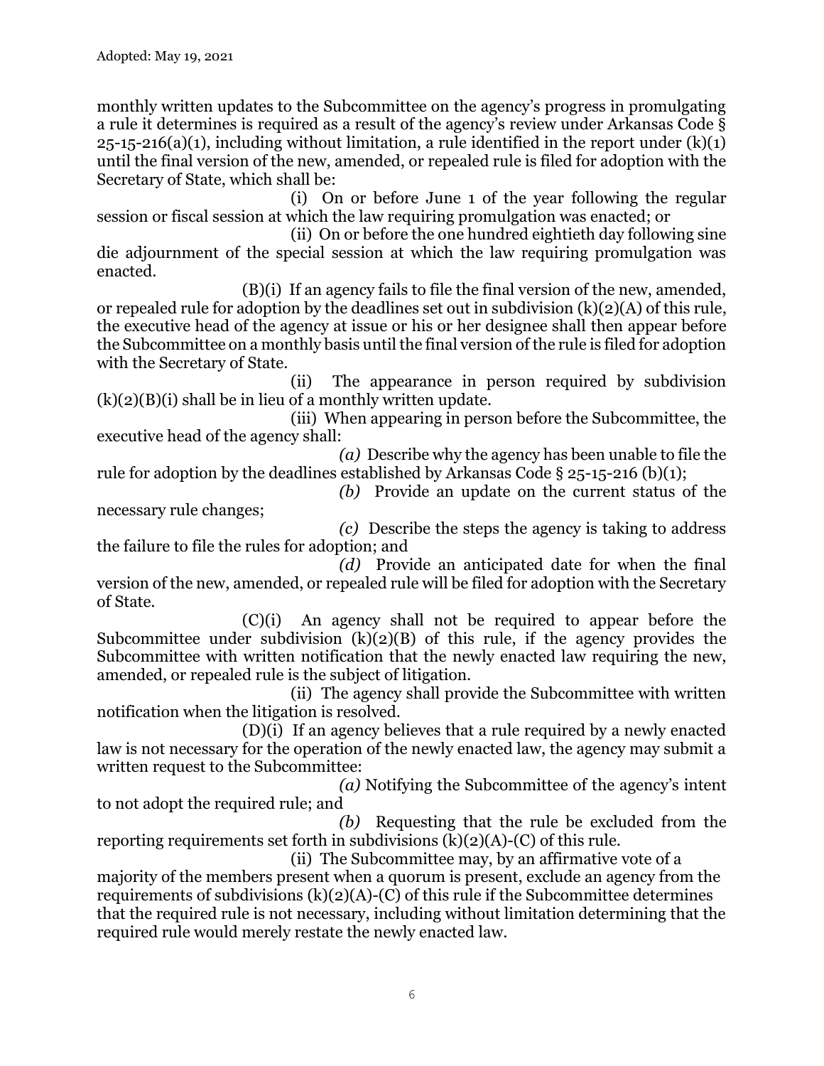monthly written updates to the Subcommittee on the agency's progress in promulgating a rule it determines is required as a result of the agency's review under Arkansas Code § 25-15-216(a)(1), including without limitation, a rule identified in the report under (k)(1) until the final version of the new, amended, or repealed rule is filed for adoption with the Secretary of State, which shall be:

(i) On or before June 1 of the year following the regular session or fiscal session at which the law requiring promulgation was enacted; or

(ii) On or before the one hundred eightieth day following sine die adjournment of the special session at which the law requiring promulgation was enacted.

(B)(i) If an agency fails to file the final version of the new, amended, or repealed rule for adoption by the deadlines set out in subdivision (k)(2)(A) of this rule, the executive head of the agency at issue or his or her designee shall then appear before the Subcommittee on a monthly basis until the final version of the rule is filed for adoption with the Secretary of State.

(ii) The appearance in person required by subdivision (k)(2)(B)(i) shall be in lieu of a monthly written update.

(iii) When appearing in person before the Subcommittee, the executive head of the agency shall:

*(a)* Describe why the agency has been unable to file the rule for adoption by the deadlines established by Arkansas Code § 25-15-216 (b)(1);

*(b)* Provide an update on the current status of the necessary rule changes;

*(c)* Describe the steps the agency is taking to address the failure to file the rules for adoption; and

*(d)* Provide an anticipated date for when the final version of the new, amended, or repealed rule will be filed for adoption with the Secretary of State.

(C)(i) An agency shall not be required to appear before the Subcommittee under subdivision (k)(2)(B) of this rule, if the agency provides the Subcommittee with written notification that the newly enacted law requiring the new, amended, or repealed rule is the subject of litigation.

(ii) The agency shall provide the Subcommittee with written notification when the litigation is resolved.

(D)(i) If an agency believes that a rule required by a newly enacted law is not necessary for the operation of the newly enacted law, the agency may submit a written request to the Subcommittee:

*(a)* Notifying the Subcommittee of the agency's intent to not adopt the required rule; and

*(b)* Requesting that the rule be excluded from the reporting requirements set forth in subdivisions (k)(2)(A)-(C) of this rule.

(ii) The Subcommittee may, by an affirmative vote of a majority of the members present when a quorum is present, exclude an agency from the requirements of subdivisions (k)(2)(A)-(C) of this rule if the Subcommittee determines that the required rule is not necessary, including without limitation determining that the required rule would merely restate the newly enacted law.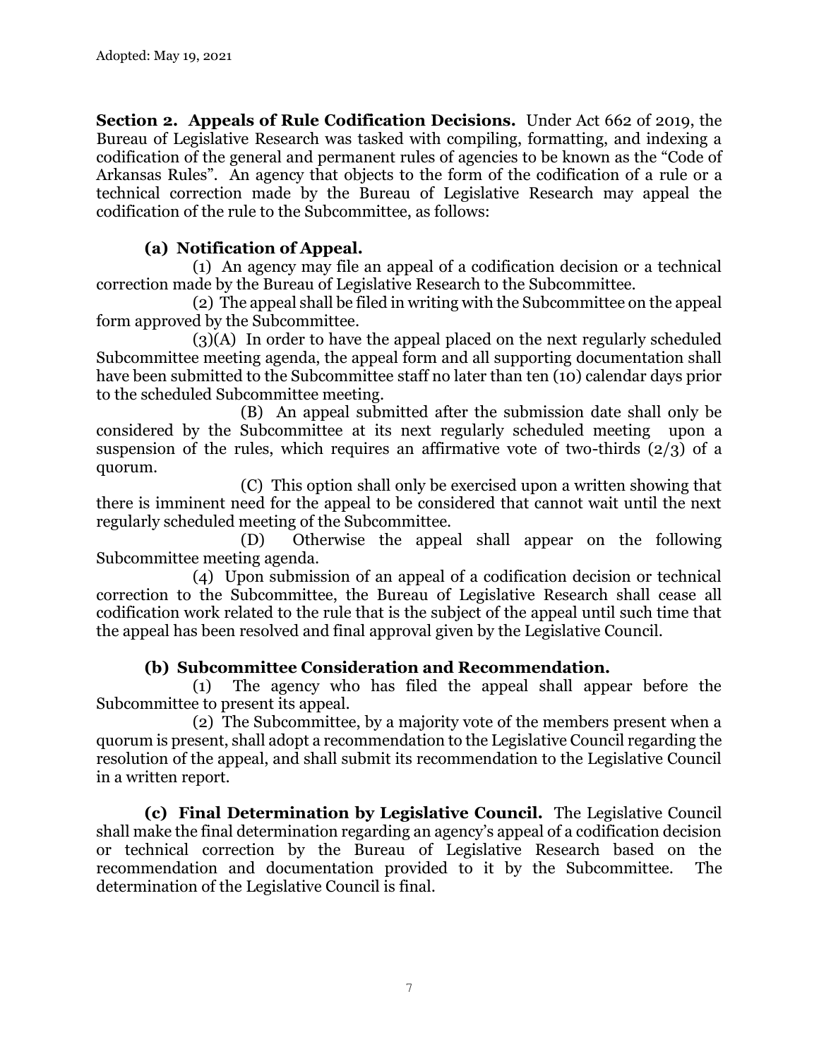Adopted: May 19, 2021

**Section 2. Appeals of Rule Codification Decisions.** Under Act 662 of 2019, the Bureau of Legislative Research was tasked with compiling, formatting, and indexing a codification of the general and permanent rules of agencies to be known as the "Code of Arkansas Rules". An agency that objects to the form of the codification of a rule or a technical correction made by the Bureau of Legislative Research may appeal the codification of the rule to the Subcommittee, as follows:

**(a) Notification of Appeal.**

(1) An agency may file an appeal of a codification decision or a technical correction made by the Bureau of Legislative Research to the Subcommittee.

(2) The appeal shall be filed in writing with the Subcommittee on the appeal form approved by the Subcommittee.

(3)(A) In order to have the appeal placed on the next regularly scheduled Subcommittee meeting agenda, the appeal form and all supporting documentation shall have been submitted to the Subcommittee staff no later than ten (10) calendar days prior to the scheduled Subcommittee meeting.

(B) An appeal submitted after the submission date shall only be considered by the Subcommittee at its next regularly scheduled meeting upon a suspension of the rules, which requires an affirmative vote of two-thirds (2/3) of a quorum.

(C) This option shall only be exercised upon a written showing that there is imminent need for the appeal to be considered that cannot wait until the next regularly scheduled meeting of the Subcommittee.

(D) Otherwise the appeal shall appear on the following Subcommittee meeting agenda.

(4) Upon submission of an appeal of a codification decision or technical correction to the Subcommittee, the Bureau of Legislative Research shall cease all codification work related to the rule that is the subject of the appeal until such time that the appeal has been resolved and final approval given by the Legislative Council.

**(b) Subcommittee Consideration and Recommendation.**

(1) The agency who has filed the appeal shall appear before the Subcommittee to present its appeal.

(2) The Subcommittee, by a majority vote of the members present when a quorum is present, shall adopt a recommendation to the Legislative Council regarding the resolution of the appeal, and shall submit its recommendation to the Legislative Council in a written report.

**(c) Final Determination by Legislative Council.** The Legislative Council shall make the final determination regarding an agency's appeal of a codification decision or technical correction by the Bureau of Legislative Research based on the recommendation and documentation provided to it by the Subcommittee. The determination of the Legislative Council is final.